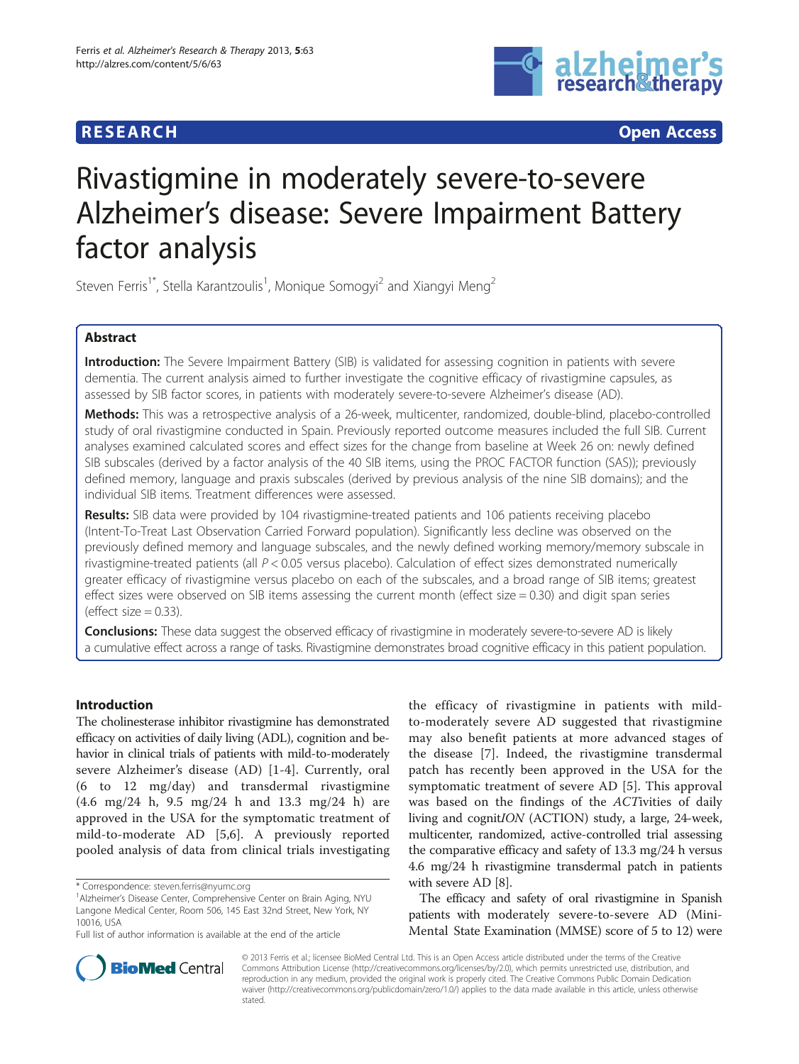RESEARCH Open Access

# Rivastigmine in moderately severe-to-severe Alzheimer's disease: Severe Impairment Battery factor analysis

Steven Ferris[1*], Stella Karantzoulis[1], Monique Somogyi[2] and Xiangyi Meng[2]

## Abstract

**Introduction:** The Severe Impairment Battery (SIB) is validated for assessing cognition in patients with severe dementia. The current analysis aimed to further investigate the cognitive efficacy of rivastigmine capsules, as assessed by SIB factor scores, in patients with moderately severe-to-severe Alzheimer's disease (AD).

**Methods:** This was a retrospective analysis of a 26-week, multicenter, randomized, double-blind, placebo-controlled study of oral rivastigmine conducted in Spain. Previously reported outcome measures included the full SIB. Current analyses examined calculated scores and effect sizes for the change from baseline at Week 26 on: newly defined SIB subscales (derived by a factor analysis of the 40 SIB items, using the PROC FACTOR function (SAS)); previously defined memory, language and praxis subscales (derived by previous analysis of the nine SIB domains); and the individual SIB items. Treatment differences were assessed.

**Results:** SIB data were provided by 104 rivastigmine-treated patients and 106 patients receiving placebo (Intent-To-Treat Last Observation Carried Forward population). Significantly less decline was observed on the previously defined memory and language subscales, and the newly defined working memory/memory subscale in rivastigmine-treated patients (all $P < 0.05$ versus placebo). Calculation of effect sizes demonstrated numerically greater efficacy of rivastigmine versus placebo on each of the subscales, and a broad range of SIB items; greatest effect sizes were observed on SIB items assessing the current month (effect size = 0.30) and digit span series (effect size = 0.33).

**Conclusions:** These data suggest the observed efficacy of rivastigmine in moderately severe-to-severe AD is likely a cumulative effect across a range of tasks. Rivastigmine demonstrates broad cognitive efficacy in this patient population.

## Introduction

The cholinesterase inhibitor rivastigmine has demonstrated efficacy on activities of daily living (ADL), cognition and behavior in clinical trials of patients with mild-to-moderately severe Alzheimer's disease (AD) [1-4]. Currently, oral (6 to 12 mg/day) and transdermal rivastigmine (4.6 mg/24 h, 9.5 mg/24 h and 13.3 mg/24 h) are approved in the USA for the symptomatic treatment of mild-to-moderate AD [5,6]. A previously reported pooled analysis of data from clinical trials investigating the efficacy of rivastigmine in patients with mild-to-moderately severe AD suggested that rivastigmine may also benefit patients at more advanced stages of the disease [7]. Indeed, the rivastigmine transdermal patch has recently been approved in the USA for the symptomatic treatment of severe AD [5]. This approval was based on the findings of the *ACT*ivities of daily living and cognit*ION* (ACTION) study, a large, 24-week, multicenter, randomized, active-controlled trial assessing the comparative efficacy and safety of 13.3 mg/24 h versus 4.6 mg/24 h rivastigmine transdermal patch in patients with severe AD [8].

The efficacy and safety of oral rivastigmine in Spanish patients with moderately severe-to-severe AD (Mini-Mental State Examination (MMSE) score of 5 to 12) were

\* Correspondence: steven.ferris@nyumc.org
[1]Alzheimer's Disease Center, Comprehensive Center on Brain Aging, NYU Langone Medical Center, Room 506, 145 East 32nd Street, New York, NY 10016, USA
Full list of author information is available at the end of the article

© 2013 Ferris et al.; licensee BioMed Central Ltd. This is an Open Access article distributed under the terms of the Creative Commons Attribution License (http://creativecommons.org/licenses/by/2.0), which permits unrestricted use, distribution, and reproduction in any medium, provided the original work is properly cited. The Creative Commons Public Domain Dedication waiver (http://creativecommons.org/publicdomain/zero/1.0/) applies to the data made available in this article, unless otherwise stated.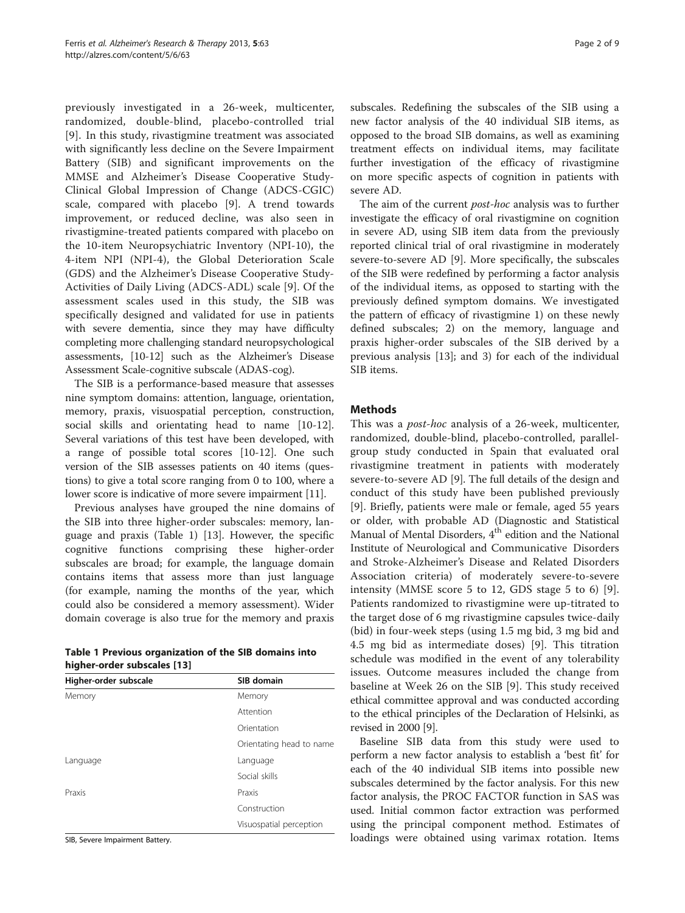previously investigated in a 26-week, multicenter, randomized, double-blind, placebo-controlled trial [9]. In this study, rivastigmine treatment was associated with significantly less decline on the Severe Impairment Battery (SIB) and significant improvements on the MMSE and Alzheimer's Disease Cooperative Study-Clinical Global Impression of Change (ADCS-CGIC) scale, compared with placebo [9]. A trend towards improvement, or reduced decline, was also seen in rivastigmine-treated patients compared with placebo on the 10-item Neuropsychiatric Inventory (NPI-10), the 4-item NPI (NPI-4), the Global Deterioration Scale (GDS) and the Alzheimer's Disease Cooperative Study-Activities of Daily Living (ADCS-ADL) scale [9]. Of the assessment scales used in this study, the SIB was specifically designed and validated for use in patients with severe dementia, since they may have difficulty completing more challenging standard neuropsychological assessments, [10-12] such as the Alzheimer's Disease Assessment Scale-cognitive subscale (ADAS-cog).

The SIB is a performance-based measure that assesses nine symptom domains: attention, language, orientation, memory, praxis, visuospatial perception, construction, social skills and orientating head to name [10-12]. Several variations of this test have been developed, with a range of possible total scores [10-12]. One such version of the SIB assesses patients on 40 items (questions) to give a total score ranging from 0 to 100, where a lower score is indicative of more severe impairment [11].

Previous analyses have grouped the nine domains of the SIB into three higher-order subscales: memory, language and praxis (Table 1) [13]. However, the specific cognitive functions comprising these higher-order subscales are broad; for example, the language domain contains items that assess more than just language (for example, naming the months of the year, which could also be considered a memory assessment). Wider domain coverage is also true for the memory and praxis subscales. Redefining the subscales of the SIB using a new factor analysis of the 40 individual SIB items, as opposed to the broad SIB domains, as well as examining treatment effects on individual items, may facilitate further investigation of the efficacy of rivastigmine on more specific aspects of cognition in patients with severe AD.

**Table 1 Previous organization of the SIB domains into higher-order subscales [13]**

| Higher-order subscale | SIB domain |
| --- | --- |
| Memory | Memory |
| | Attention |
| | Orientation |
| | Orientating head to name |
| Language | Language |
| | Social skills |
| Praxis | Praxis |
| | Construction |
| | Visuospatial perception |

SIB, Severe Impairment Battery.

The aim of the current *post-hoc* analysis was to further investigate the efficacy of oral rivastigmine on cognition in severe AD, using SIB item data from the previously reported clinical trial of oral rivastigmine in moderately severe-to-severe AD [9]. More specifically, the subscales of the SIB were redefined by performing a factor analysis of the individual items, as opposed to starting with the previously defined symptom domains. We investigated the pattern of efficacy of rivastigmine 1) on these newly defined subscales; 2) on the memory, language and praxis higher-order subscales of the SIB derived by a previous analysis [13]; and 3) for each of the individual SIB items.

## Methods

This was a *post-hoc* analysis of a 26-week, multicenter, randomized, double-blind, placebo-controlled, parallel-group study conducted in Spain that evaluated oral rivastigmine treatment in patients with moderately severe-to-severe AD [9]. The full details of the design and conduct of this study have been published previously [9]. Briefly, patients were male or female, aged 55 years or older, with probable AD (Diagnostic and Statistical Manual of Mental Disorders, 4th edition and the National Institute of Neurological and Communicative Disorders and Stroke-Alzheimer's Disease and Related Disorders Association criteria) of moderately severe-to-severe intensity (MMSE score 5 to 12, GDS stage 5 to 6) [9]. Patients randomized to rivastigmine were up-titrated to the target dose of 6 mg rivastigmine capsules twice-daily (bid) in four-week steps (using 1.5 mg bid, 3 mg bid and 4.5 mg bid as intermediate doses) [9]. This titration schedule was modified in the event of any tolerability issues. Outcome measures included the change from baseline at Week 26 on the SIB [9]. This study received ethical committee approval and was conducted according to the ethical principles of the Declaration of Helsinki, as revised in 2000 [9].

Baseline SIB data from this study were used to perform a new factor analysis to establish a 'best fit' for each of the 40 individual SIB items into possible new subscales determined by the factor analysis. For this new factor analysis, the PROC FACTOR function in SAS was used. Initial common factor extraction was performed using the principal component method. Estimates of loadings were obtained using varimax rotation. Items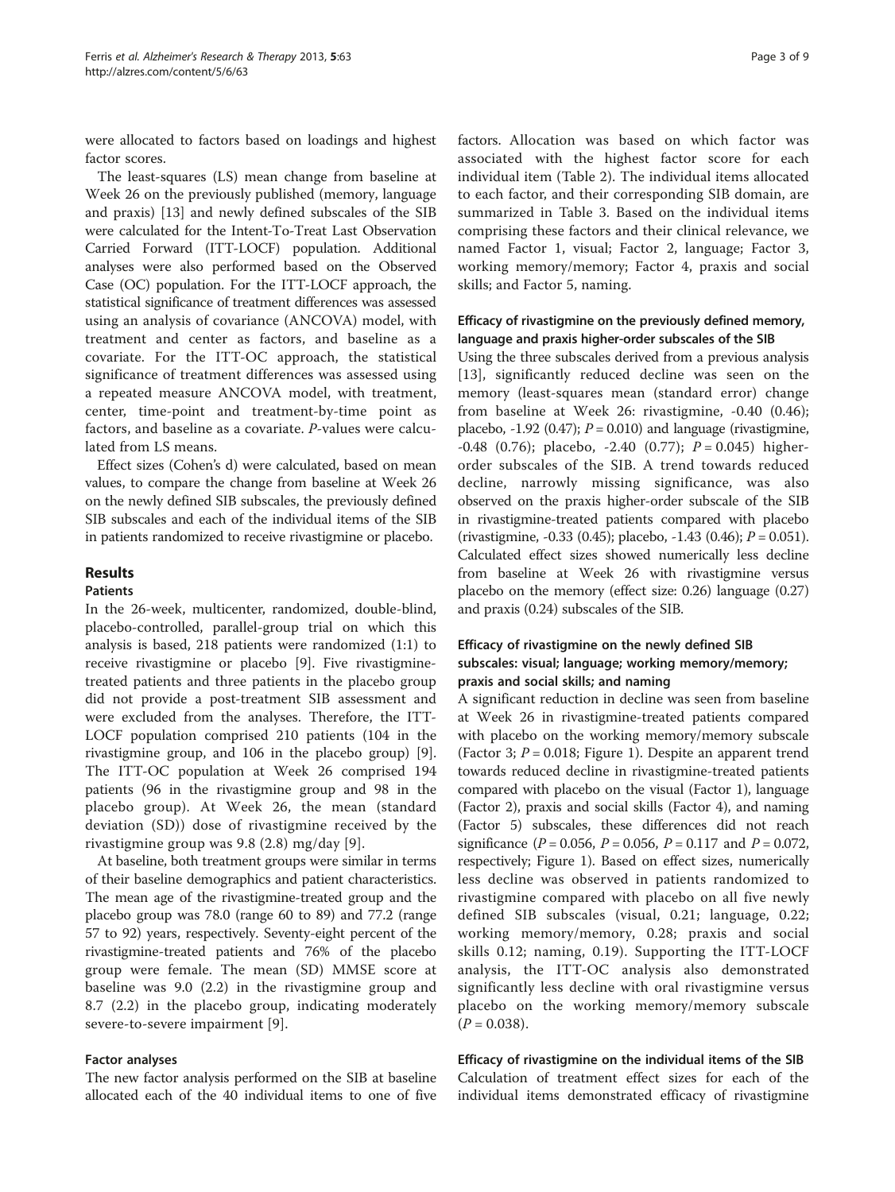were allocated to factors based on loadings and highest factor scores.

The least-squares (LS) mean change from baseline at Week 26 on the previously published (memory, language and praxis) [13] and newly defined subscales of the SIB were calculated for the Intent-To-Treat Last Observation Carried Forward (ITT-LOCF) population. Additional analyses were also performed based on the Observed Case (OC) population. For the ITT-LOCF approach, the statistical significance of treatment differences was assessed using an analysis of covariance (ANCOVA) model, with treatment and center as factors, and baseline as a covariate. For the ITT-OC approach, the statistical significance of treatment differences was assessed using a repeated measure ANCOVA model, with treatment, center, time-point and treatment-by-time point as factors, and baseline as a covariate. *P*-values were calculated from LS means.

Effect sizes (Cohen's d) were calculated, based on mean values, to compare the change from baseline at Week 26 on the newly defined SIB subscales, the previously defined SIB subscales and each of the individual items of the SIB in patients randomized to receive rivastigmine or placebo.

## Results

### Patients

In the 26-week, multicenter, randomized, double-blind, placebo-controlled, parallel-group trial on which this analysis is based, 218 patients were randomized (1:1) to receive rivastigmine or placebo [9]. Five rivastigmine-treated patients and three patients in the placebo group did not provide a post-treatment SIB assessment and were excluded from the analyses. Therefore, the ITT-LOCF population comprised 210 patients (104 in the rivastigmine group, and 106 in the placebo group) [9]. The ITT-OC population at Week 26 comprised 194 patients (96 in the rivastigmine group and 98 in the placebo group). At Week 26, the mean (standard deviation (SD)) dose of rivastigmine received by the rivastigmine group was 9.8 (2.8) mg/day [9].

At baseline, both treatment groups were similar in terms of their baseline demographics and patient characteristics. The mean age of the rivastigmine-treated group and the placebo group was 78.0 (range 60 to 89) and 77.2 (range 57 to 92) years, respectively. Seventy-eight percent of the rivastigmine-treated patients and 76% of the placebo group were female. The mean (SD) MMSE score at baseline was 9.0 (2.2) in the rivastigmine group and 8.7 (2.2) in the placebo group, indicating moderately severe-to-severe impairment [9].

### Factor analyses

The new factor analysis performed on the SIB at baseline allocated each of the 40 individual items to one of five factors. Allocation was based on which factor was associated with the highest factor score for each individual item (Table 2). The individual items allocated to each factor, and their corresponding SIB domain, are summarized in Table 3. Based on the individual items comprising these factors and their clinical relevance, we named Factor 1, visual; Factor 2, language; Factor 3, working memory/memory; Factor 4, praxis and social skills; and Factor 5, naming.

### Efficacy of rivastigmine on the previously defined memory, language and praxis higher-order subscales of the SIB

Using the three subscales derived from a previous analysis [13], significantly reduced decline was seen on the memory (least-squares mean (standard error) change from baseline at Week 26: rivastigmine, -0.40 (0.46); placebo, -1.92 (0.47); $P = 0.010$) and language (rivastigmine, -0.48 (0.76); placebo, -2.40 (0.77); $P = 0.045$) higher-order subscales of the SIB. A trend towards reduced decline, narrowly missing significance, was also observed on the praxis higher-order subscale of the SIB in rivastigmine-treated patients compared with placebo (rivastigmine, -0.33 (0.45); placebo, -1.43 (0.46); $P = 0.051$). Calculated effect sizes showed numerically less decline from baseline at Week 26 with rivastigmine versus placebo on the memory (effect size: 0.26) language (0.27) and praxis (0.24) subscales of the SIB.

### Efficacy of rivastigmine on the newly defined SIB subscales: visual; language; working memory/memory; praxis and social skills; and naming

A significant reduction in decline was seen from baseline at Week 26 in rivastigmine-treated patients compared with placebo on the working memory/memory subscale (Factor 3; $P = 0.018$; Figure 1). Despite an apparent trend towards reduced decline in rivastigmine-treated patients compared with placebo on the visual (Factor 1), language (Factor 2), praxis and social skills (Factor 4), and naming (Factor 5) subscales, these differences did not reach significance ($P = 0.056$, $P = 0.056$, $P = 0.117$ and $P = 0.072$, respectively; Figure 1). Based on effect sizes, numerically less decline was observed in patients randomized to rivastigmine compared with placebo on all five newly defined SIB subscales (visual, 0.21; language, 0.22; working memory/memory, 0.28; praxis and social skills 0.12; naming, 0.19). Supporting the ITT-LOCF analysis, the ITT-OC analysis also demonstrated significantly less decline with oral rivastigmine versus placebo on the working memory/memory subscale ($P = 0.038$).

### Efficacy of rivastigmine on the individual items of the SIB

Calculation of treatment effect sizes for each of the individual items demonstrated efficacy of rivastigmine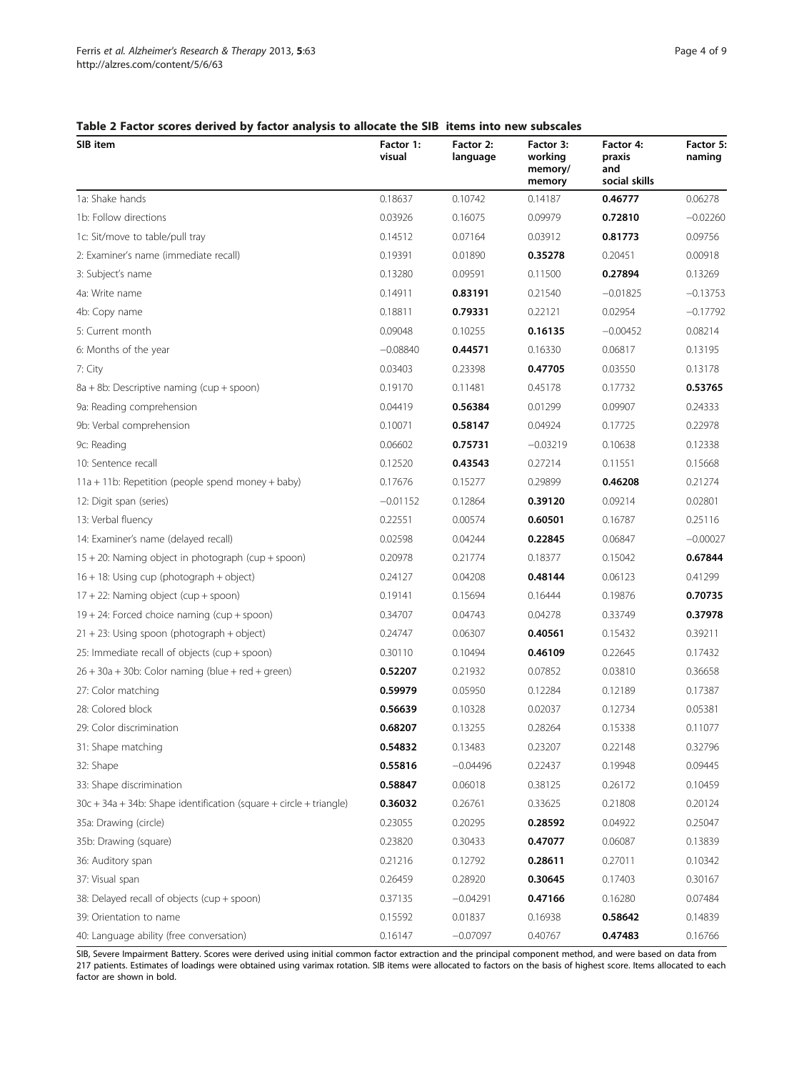**Table 2 Factor scores derived by factor analysis to allocate the SIB items into new subscales**

| SIB item | Factor 1: visual | Factor 2: language | Factor 3: working memory/ memory | Factor 4: praxis and social skills | Factor 5: naming |
|---|---|---|---|---|---|
| 1a: Shake hands | 0.18637 | 0.10742 | 0.14187 | **0.46777** | 0.06278 |
| 1b: Follow directions | 0.03926 | 0.16075 | 0.09979 | **0.72810** | −0.02260 |
| 1c: Sit/move to table/pull tray | 0.14512 | 0.07164 | 0.03912 | **0.81773** | 0.09756 |
| 2: Examiner's name (immediate recall) | 0.19391 | 0.01890 | **0.35278** | 0.20451 | 0.00918 |
| 3: Subject's name | 0.13280 | 0.09591 | 0.11500 | **0.27894** | 0.13269 |
| 4a: Write name | 0.14911 | **0.83191** | 0.21540 | −0.01825 | −0.13753 |
| 4b: Copy name | 0.18811 | **0.79331** | 0.22121 | 0.02954 | −0.17792 |
| 5: Current month | 0.09048 | 0.10255 | **0.16135** | −0.00452 | 0.08214 |
| 6: Months of the year | −0.08840 | **0.44571** | 0.16330 | 0.06817 | 0.13195 |
| 7: City | 0.03403 | 0.23398 | **0.47705** | 0.03550 | 0.13178 |
| 8a + 8b: Descriptive naming (cup + spoon) | 0.19170 | 0.11481 | 0.45178 | 0.17732 | **0.53765** |
| 9a: Reading comprehension | 0.04419 | **0.56384** | 0.01299 | 0.09907 | 0.24333 |
| 9b: Verbal comprehension | 0.10071 | **0.58147** | 0.04924 | 0.17725 | 0.22978 |
| 9c: Reading | 0.06602 | **0.75731** | −0.03219 | 0.10638 | 0.12338 |
| 10: Sentence recall | 0.12520 | **0.43543** | 0.27214 | 0.11551 | 0.15668 |
| 11a + 11b: Repetition (people spend money + baby) | 0.17676 | 0.15277 | 0.29899 | **0.46208** | 0.21274 |
| 12: Digit span (series) | −0.01152 | 0.12864 | **0.39120** | 0.09214 | 0.02801 |
| 13: Verbal fluency | 0.22551 | 0.00574 | **0.60501** | 0.16787 | 0.25116 |
| 14: Examiner's name (delayed recall) | 0.02598 | 0.04244 | **0.22845** | 0.06847 | −0.00027 |
| 15 + 20: Naming object in photograph (cup + spoon) | 0.20978 | 0.21774 | 0.18377 | 0.15042 | **0.67844** |
| 16 + 18: Using cup (photograph + object) | 0.24127 | 0.04208 | **0.48144** | 0.06123 | 0.41299 |
| 17 + 22: Naming object (cup + spoon) | 0.19141 | 0.15694 | 0.16444 | 0.19876 | **0.70735** |
| 19 + 24: Forced choice naming (cup + spoon) | 0.34707 | 0.04743 | 0.04278 | 0.33749 | **0.37978** |
| 21 + 23: Using spoon (photograph + object) | 0.24747 | 0.06307 | **0.40561** | 0.15432 | 0.39211 |
| 25: Immediate recall of objects (cup + spoon) | 0.30110 | 0.10494 | **0.46109** | 0.22645 | 0.17432 |
| 26 + 30a + 30b: Color naming (blue + red + green) | **0.52207** | 0.21932 | 0.07852 | 0.03810 | 0.36658 |
| 27: Color matching | **0.59979** | 0.05950 | 0.12284 | 0.12189 | 0.17387 |
| 28: Colored block | **0.56639** | 0.10328 | 0.02037 | 0.12734 | 0.05381 |
| 29: Color discrimination | **0.68207** | 0.13255 | 0.28264 | 0.15338 | 0.11077 |
| 31: Shape matching | **0.54832** | 0.13483 | 0.23207 | 0.22148 | 0.32796 |
| 32: Shape | **0.55816** | −0.04496 | 0.22437 | 0.19948 | 0.09445 |
| 33: Shape discrimination | **0.58847** | 0.06018 | 0.38125 | 0.26172 | 0.10459 |
| 30c + 34a + 34b: Shape identification (square + circle + triangle) | **0.36032** | 0.26761 | 0.33625 | 0.21808 | 0.20124 |
| 35a: Drawing (circle) | 0.23055 | 0.20295 | **0.28592** | 0.04922 | 0.25047 |
| 35b: Drawing (square) | 0.23820 | 0.30433 | **0.47077** | 0.06087 | 0.13839 |
| 36: Auditory span | 0.21216 | 0.12792 | **0.28611** | 0.27011 | 0.10342 |
| 37: Visual span | 0.26459 | 0.28920 | **0.30645** | 0.17403 | 0.30167 |
| 38: Delayed recall of objects (cup + spoon) | 0.37135 | −0.04291 | **0.47166** | 0.16280 | 0.07484 |
| 39: Orientation to name | 0.15592 | 0.01837 | 0.16938 | **0.58642** | 0.14839 |
| 40: Language ability (free conversation) | 0.16147 | −0.07097 | 0.40767 | **0.47483** | 0.16766 |

SIB, Severe Impairment Battery. Scores were derived using initial common factor extraction and the principal component method, and were based on data from 217 patients. Estimates of loadings were obtained using varimax rotation. SIB items were allocated to factors on the basis of highest score. Items allocated to each factor are shown in bold.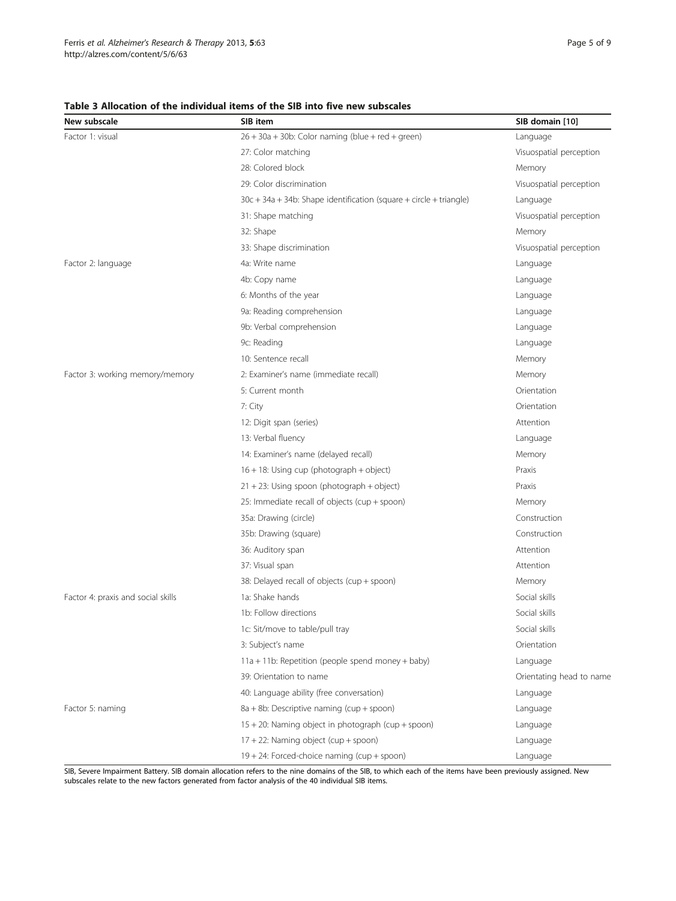**Table 3 Allocation of the individual items of the SIB into five new subscales**

| New subscale | SIB item | SIB domain [10] |
|---|---|---|
| Factor 1: visual | 26 + 30a + 30b: Color naming (blue + red + green) | Language |
| | 27: Color matching | Visuospatial perception |
| | 28: Colored block | Memory |
| | 29: Color discrimination | Visuospatial perception |
| | 30c + 34a + 34b: Shape identification (square + circle + triangle) | Language |
| | 31: Shape matching | Visuospatial perception |
| | 32: Shape | Memory |
| | 33: Shape discrimination | Visuospatial perception |
| Factor 2: language | 4a: Write name | Language |
| | 4b: Copy name | Language |
| | 6: Months of the year | Language |
| | 9a: Reading comprehension | Language |
| | 9b: Verbal comprehension | Language |
| | 9c: Reading | Language |
| | 10: Sentence recall | Memory |
| Factor 3: working memory/memory | 2: Examiner's name (immediate recall) | Memory |
| | 5: Current month | Orientation |
| | 7: City | Orientation |
| | 12: Digit span (series) | Attention |
| | 13: Verbal fluency | Language |
| | 14: Examiner's name (delayed recall) | Memory |
| | 16 + 18: Using cup (photograph + object) | Praxis |
| | 21 + 23: Using spoon (photograph + object) | Praxis |
| | 25: Immediate recall of objects (cup + spoon) | Memory |
| | 35a: Drawing (circle) | Construction |
| | 35b: Drawing (square) | Construction |
| | 36: Auditory span | Attention |
| | 37: Visual span | Attention |
| | 38: Delayed recall of objects (cup + spoon) | Memory |
| Factor 4: praxis and social skills | 1a: Shake hands | Social skills |
| | 1b: Follow directions | Social skills |
| | 1c: Sit/move to table/pull tray | Social skills |
| | 3: Subject's name | Orientation |
| | 11a + 11b: Repetition (people spend money + baby) | Language |
| | 39: Orientation to name | Orientating head to name |
| | 40: Language ability (free conversation) | Language |
| Factor 5: naming | 8a + 8b: Descriptive naming (cup + spoon) | Language |
| | 15 + 20: Naming object in photograph (cup + spoon) | Language |
| | 17 + 22: Naming object (cup + spoon) | Language |
| | 19 + 24: Forced-choice naming (cup + spoon) | Language |

SIB, Severe Impairment Battery. SIB domain allocation refers to the nine domains of the SIB, to which each of the items have been previously assigned. New subscales relate to the new factors generated from factor analysis of the 40 individual SIB items.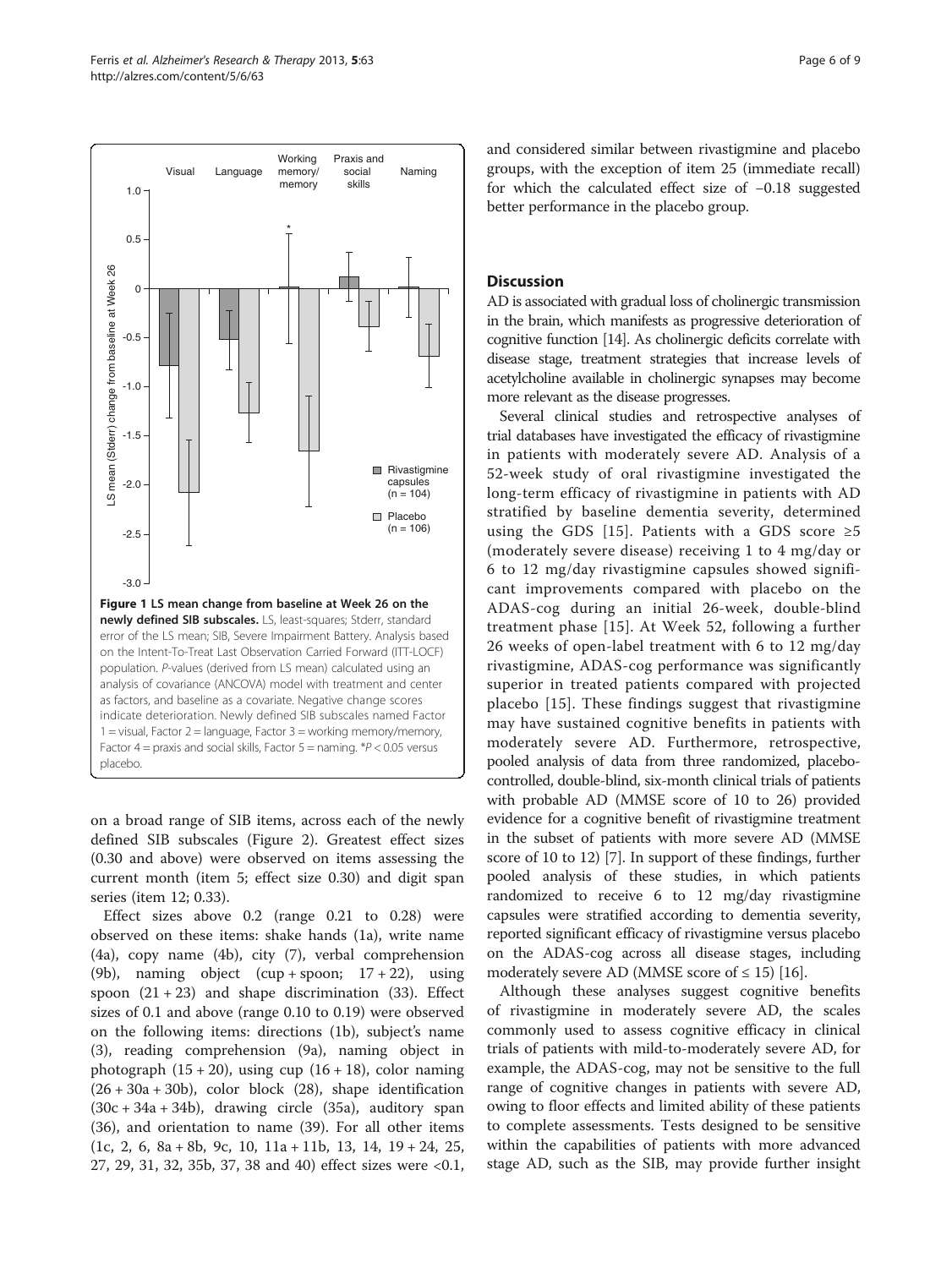**Figure 1 LS mean change from baseline at Week 26 on the newly defined SIB subscales.** LS, least-squares; Stderr, standard error of the LS mean; SIB, Severe Impairment Battery. Analysis based on the Intent-To-Treat Last Observation Carried Forward (ITT-LOCF) population. P-values (derived from LS mean) calculated using an analysis of covariance (ANCOVA) model with treatment and center as factors, and baseline as a covariate. Negative change scores indicate deterioration. Newly defined SIB subscales named Factor 1 = visual, Factor 2 = language, Factor 3 = working memory/memory, Factor 4 = praxis and social skills, Factor 5 = naming. *P < 0.05 versus placebo.

on a broad range of SIB items, across each of the newly defined SIB subscales (Figure 2). Greatest effect sizes (0.30 and above) were observed on items assessing the current month (item 5; effect size 0.30) and digit span series (item 12; 0.33).

Effect sizes above 0.2 (range 0.21 to 0.28) were observed on these items: shake hands (1a), write name (4a), copy name (4b), city (7), verbal comprehension (9b), naming object (cup + spoon; 17 + 22), using spoon (21 + 23) and shape discrimination (33). Effect sizes of 0.1 and above (range 0.10 to 0.19) were observed on the following items: directions (1b), subject's name (3), reading comprehension (9a), naming object in photograph (15 + 20), using cup (16 + 18), color naming (26 + 30a + 30b), color block (28), shape identification (30c + 34a + 34b), drawing circle (35a), auditory span (36), and orientation to name (39). For all other items (1c, 2, 6, 8a + 8b, 9c, 10, 11a + 11b, 13, 14, 19 + 24, 25, 27, 29, 31, 32, 35b, 37, 38 and 40) effect sizes were <0.1, and considered similar between rivastigmine and placebo groups, with the exception of item 25 (immediate recall) for which the calculated effect size of −0.18 suggested better performance in the placebo group.

## Discussion

AD is associated with gradual loss of cholinergic transmission in the brain, which manifests as progressive deterioration of cognitive function [14]. As cholinergic deficits correlate with disease stage, treatment strategies that increase levels of acetylcholine available in cholinergic synapses may become more relevant as the disease progresses.

Several clinical studies and retrospective analyses of trial databases have investigated the efficacy of rivastigmine in patients with moderately severe AD. Analysis of a 52-week study of oral rivastigmine investigated the long-term efficacy of rivastigmine in patients with AD stratified by baseline dementia severity, determined using the GDS [15]. Patients with a GDS score ≥5 (moderately severe disease) receiving 1 to 4 mg/day or 6 to 12 mg/day rivastigmine capsules showed significant improvements compared with placebo on the ADAS-cog during an initial 26-week, double-blind treatment phase [15]. At Week 52, following a further 26 weeks of open-label treatment with 6 to 12 mg/day rivastigmine, ADAS-cog performance was significantly superior in treated patients compared with projected placebo [15]. These findings suggest that rivastigmine may have sustained cognitive benefits in patients with moderately severe AD. Furthermore, retrospective, pooled analysis of data from three randomized, placebo-controlled, double-blind, six-month clinical trials of patients with probable AD (MMSE score of 10 to 26) provided evidence for a cognitive benefit of rivastigmine treatment in the subset of patients with more severe AD (MMSE score of 10 to 12) [7]. In support of these findings, further pooled analysis of these studies, in which patients randomized to receive 6 to 12 mg/day rivastigmine capsules were stratified according to dementia severity, reported significant efficacy of rivastigmine versus placebo on the ADAS-cog across all disease stages, including moderately severe AD (MMSE score of ≤ 15) [16].

Although these analyses suggest cognitive benefits of rivastigmine in moderately severe AD, the scales commonly used to assess cognitive efficacy in clinical trials of patients with mild-to-moderately severe AD, for example, the ADAS-cog, may not be sensitive to the full range of cognitive changes in patients with severe AD, owing to floor effects and limited ability of these patients to complete assessments. Tests designed to be sensitive within the capabilities of patients with more advanced stage AD, such as the SIB, may provide further insight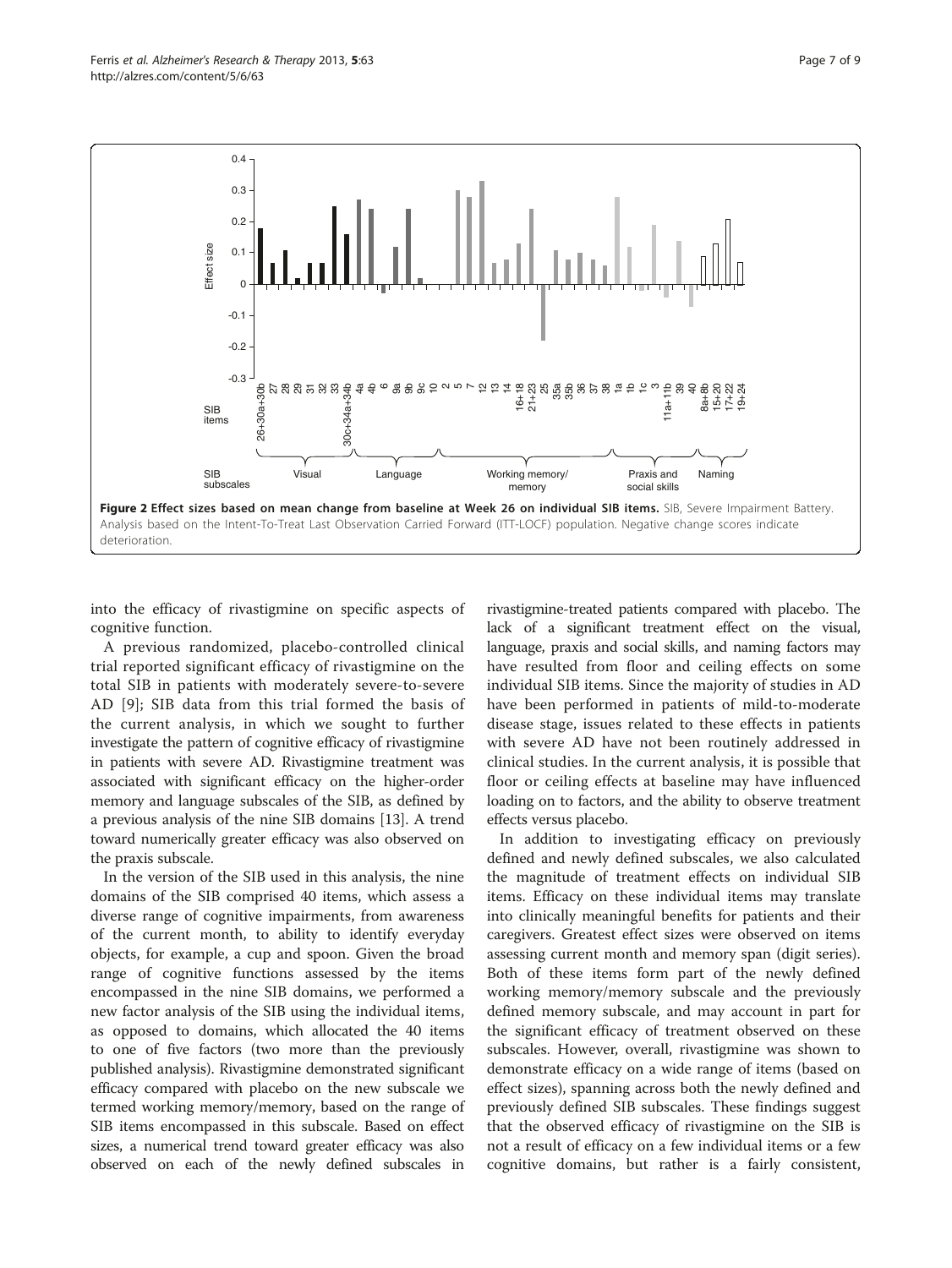**Figure 2 Effect sizes based on mean change from baseline at Week 26 on individual SIB items.** SIB, Severe Impairment Battery. Analysis based on the Intent-To-Treat Last Observation Carried Forward (ITT-LOCF) population. Negative change scores indicate deterioration.

into the efficacy of rivastigmine on specific aspects of cognitive function.

A previous randomized, placebo-controlled clinical trial reported significant efficacy of rivastigmine on the total SIB in patients with moderately severe-to-severe AD [9]; SIB data from this trial formed the basis of the current analysis, in which we sought to further investigate the pattern of cognitive efficacy of rivastigmine in patients with severe AD. Rivastigmine treatment was associated with significant efficacy on the higher-order memory and language subscales of the SIB, as defined by a previous analysis of the nine SIB domains [13]. A trend toward numerically greater efficacy was also observed on the praxis subscale.

In the version of the SIB used in this analysis, the nine domains of the SIB comprised 40 items, which assess a diverse range of cognitive impairments, from awareness of the current month, to ability to identify everyday objects, for example, a cup and spoon. Given the broad range of cognitive functions assessed by the items encompassed in the nine SIB domains, we performed a new factor analysis of the SIB using the individual items, as opposed to domains, which allocated the 40 items to one of five factors (two more than the previously published analysis). Rivastigmine demonstrated significant efficacy compared with placebo on the new subscale we termed working memory/memory, based on the range of SIB items encompassed in this subscale. Based on effect sizes, a numerical trend toward greater efficacy was also observed on each of the newly defined subscales in rivastigmine-treated patients compared with placebo. The lack of a significant treatment effect on the visual, language, praxis and social skills, and naming factors may have resulted from floor and ceiling effects on some individual SIB items. Since the majority of studies in AD have been performed in patients of mild-to-moderate disease stage, issues related to these effects in patients with severe AD have not been routinely addressed in clinical studies. In the current analysis, it is possible that floor or ceiling effects at baseline may have influenced loading on to factors, and the ability to observe treatment effects versus placebo.

In addition to investigating efficacy on previously defined and newly defined subscales, we also calculated the magnitude of treatment effects on individual SIB items. Efficacy on these individual items may translate into clinically meaningful benefits for patients and their caregivers. Greatest effect sizes were observed on items assessing current month and memory span (digit series). Both of these items form part of the newly defined working memory/memory subscale and the previously defined memory subscale, and may account in part for the significant efficacy of treatment observed on these subscales. However, overall, rivastigmine was shown to demonstrate efficacy on a wide range of items (based on effect sizes), spanning across both the newly defined and previously defined SIB subscales. These findings suggest that the observed efficacy of rivastigmine on the SIB is not a result of efficacy on a few individual items or a few cognitive domains, but rather is a fairly consistent,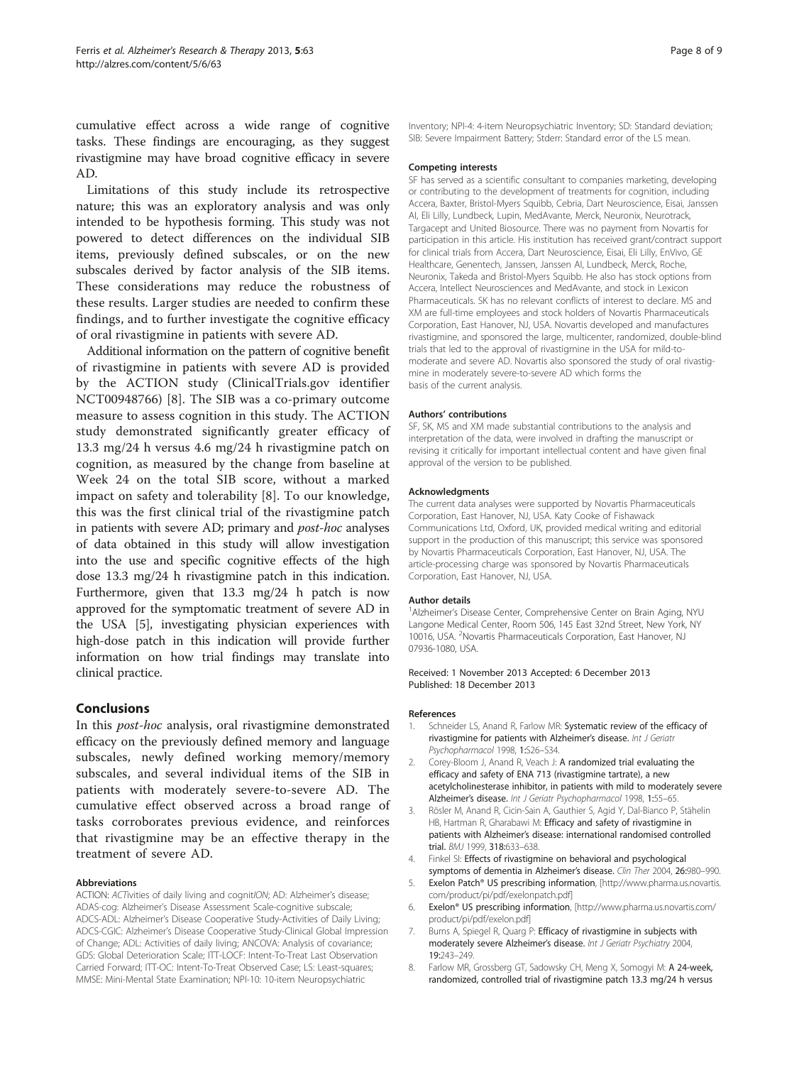cumulative effect across a wide range of cognitive tasks. These findings are encouraging, as they suggest rivastigmine may have broad cognitive efficacy in severe AD.

Limitations of this study include its retrospective nature; this was an exploratory analysis and was only intended to be hypothesis forming. This study was not powered to detect differences on the individual SIB items, previously defined subscales, or on the new subscales derived by factor analysis of the SIB items. These considerations may reduce the robustness of these results. Larger studies are needed to confirm these findings, and to further investigate the cognitive efficacy of oral rivastigmine in patients with severe AD.

Additional information on the pattern of cognitive benefit of rivastigmine in patients with severe AD is provided by the ACTION study (ClinicalTrials.gov identifier NCT00948766) [8]. The SIB was a co-primary outcome measure to assess cognition in this study. The ACTION study demonstrated significantly greater efficacy of 13.3 mg/24 h versus 4.6 mg/24 h rivastigmine patch on cognition, as measured by the change from baseline at Week 24 on the total SIB score, without a marked impact on safety and tolerability [8]. To our knowledge, this was the first clinical trial of the rivastigmine patch in patients with severe AD; primary and *post-hoc* analyses of data obtained in this study will allow investigation into the use and specific cognitive effects of the high dose 13.3 mg/24 h rivastigmine patch in this indication. Furthermore, given that 13.3 mg/24 h patch is now approved for the symptomatic treatment of severe AD in the USA [5], investigating physician experiences with high-dose patch in this indication will provide further information on how trial findings may translate into clinical practice.

## Conclusions

In this *post-hoc* analysis, oral rivastigmine demonstrated efficacy on the previously defined memory and language subscales, newly defined working memory/memory subscales, and several individual items of the SIB in patients with moderately severe-to-severe AD. The cumulative effect observed across a broad range of tasks corroborates previous evidence, and reinforces that rivastigmine may be an effective therapy in the treatment of severe AD.

#### Abbreviations

ACTION: *ACT*ivities of daily living and cognit*ION*; AD: Alzheimer's disease; ADAS-cog: Alzheimer's Disease Assessment Scale-cognitive subscale; ADCS-ADL: Alzheimer's Disease Cooperative Study-Activities of Daily Living; ADCS-CGIC: Alzheimer's Disease Cooperative Study-Clinical Global Impression of Change; ADL: Activities of daily living; ANCOVA: Analysis of covariance; GDS: Global Deterioration Scale; ITT-LOCF: Intent-To-Treat Last Observation Carried Forward; ITT-OC: Intent-To-Treat Observed Case; LS: Least-squares; MMSE: Mini-Mental State Examination; NPI-10: 10-item Neuropsychiatric Inventory; NPI-4: 4-item Neuropsychiatric Inventory; SD: Standard deviation; SIB: Severe Impairment Battery; Stderr: Standard error of the LS mean.

#### Competing interests

SF has served as a scientific consultant to companies marketing, developing or contributing to the development of treatments for cognition, including Accera, Baxter, Bristol-Myers Squibb, Cebria, Dart Neuroscience, Eisai, Janssen AI, Eli Lilly, Lundbeck, Lupin, MedAvante, Merck, Neuronix, Neurotrack, Targacept and United Biosource. There was no payment from Novartis for participation in this article. His institution has received grant/contract support for clinical trials from Accera, Dart Neuroscience, Eisai, Eli Lilly, EnVivo, GE Healthcare, Genentech, Janssen, Janssen AI, Lundbeck, Merck, Roche, Neuronix, Takeda and Bristol-Myers Squibb. He also has stock options from Accera, Intellect Neurosciences and MedAvante, and stock in Lexicon Pharmaceuticals. SK has no relevant conflicts of interest to declare. MS and XM are full-time employees and stock holders of Novartis Pharmaceuticals Corporation, East Hanover, NJ, USA. Novartis developed and manufactures rivastigmine, and sponsored the large, multicenter, randomized, double-blind trials that led to the approval of rivastigmine in the USA for mild-to-moderate and severe AD. Novartis also sponsored the study of oral rivastigmine in moderately severe-to-severe AD which forms the basis of the current analysis.

#### Authors' contributions

SF, SK, MS and XM made substantial contributions to the analysis and interpretation of the data, were involved in drafting the manuscript or revising it critically for important intellectual content and have given final approval of the version to be published.

#### Acknowledgments

The current data analyses were supported by Novartis Pharmaceuticals Corporation, East Hanover, NJ, USA. Katy Cooke of Fishawack Communications Ltd, Oxford, UK, provided medical writing and editorial support in the production of this manuscript; this service was sponsored by Novartis Pharmaceuticals Corporation, East Hanover, NJ, USA. The article-processing charge was sponsored by Novartis Pharmaceuticals Corporation, East Hanover, NJ, USA.

#### Author details

[1]Alzheimer's Disease Center, Comprehensive Center on Brain Aging, NYU Langone Medical Center, Room 506, 145 East 32nd Street, New York, NY 10016, USA. [2]Novartis Pharmaceuticals Corporation, East Hanover, NJ 07936-1080, USA.

Received: 1 November 2013 Accepted: 6 December 2013
Published: 18 December 2013

#### References

1. Schneider LS, Anand R, Farlow MR: **Systematic review of the efficacy of rivastigmine for patients with Alzheimer's disease.** *Int J Geriatr Psychopharmacol* 1998, **1:**S26–S34.
2. Corey-Bloom J, Anand R, Veach J: **A randomized trial evaluating the efficacy and safety of ENA 713 (rivastigmine tartrate), a new acetylcholinesterase inhibitor, in patients with mild to moderately severe Alzheimer's disease.** *Int J Geriatr Psychopharmacol* 1998, **1:**55–65.
3. Rösler M, Anand R, Cicin-Sain A, Gauthier S, Agid Y, Dal-Bianco P, Stähelin HB, Hartman R, Gharabawi M: **Efficacy and safety of rivastigmine in patients with Alzheimer's disease: international randomised controlled trial.** *BMJ* 1999, **318:**633–638.
4. Finkel SI: **Effects of rivastigmine on behavioral and psychological symptoms of dementia in Alzheimer's disease.** *Clin Ther* 2004, **26:**980–990.
5. **Exelon Patch® US prescribing information**, [http://www.pharma.us.novartis.com/product/pi/pdf/exelonpatch.pdf]
6. **Exelon® US prescribing information**, [http://www.pharma.us.novartis.com/product/pi/pdf/exelon.pdf]
7. Burns A, Spiegel R, Quarg P: **Efficacy of rivastigmine in subjects with moderately severe Alzheimer's disease.** *Int J Geriatr Psychiatry* 2004, **19:**243–249.
8. Farlow MR, Grossberg GT, Sadowsky CH, Meng X, Somogyi M: **A 24-week, randomized, controlled trial of rivastigmine patch 13.3 mg/24 h versus**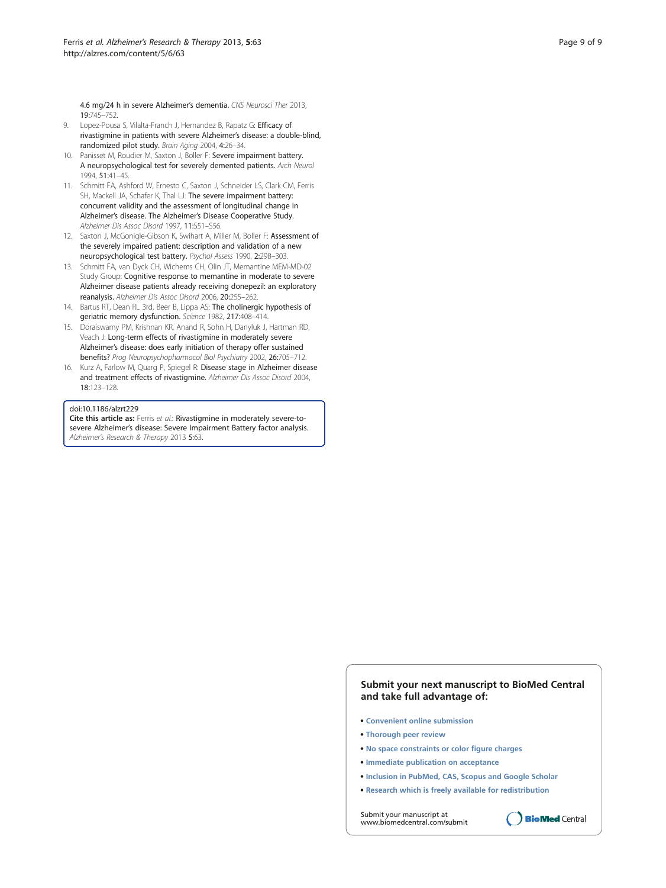4.6 mg/24 h in severe Alzheimer's dementia. *CNS Neurosci Ther* 2013, **19**:745–752.

9. Lopez-Pousa S, Vilalta-Franch J, Hernandez B, Rapatz G: **Efficacy of rivastigmine in patients with severe Alzheimer's disease: a double-blind, randomized pilot study.** *Brain Aging* 2004, **4**:26–34.
10. Panisset M, Roudier M, Saxton J, Boller F: **Severe impairment battery. A neuropsychological test for severely demented patients.** *Arch Neurol* 1994, **51**:41–45.
11. Schmitt FA, Ashford W, Ernesto C, Saxton J, Schneider LS, Clark CM, Ferris SH, Mackell JA, Schafer K, Thal LJ: **The severe impairment battery: concurrent validity and the assessment of longitudinal change in Alzheimer's disease. The Alzheimer's Disease Cooperative Study.** *Alzheimer Dis Assoc Disord* 1997, **11**:S51–S56.
12. Saxton J, McGonigle-Gibson K, Swihart A, Miller M, Boller F: **Assessment of the severely impaired patient: description and validation of a new neuropsychological test battery.** *Psychol Assess* 1990, **2**:298–303.
13. Schmitt FA, van Dyck CH, Wichems CH, Olin JT, Memantine MEM-MD-02 Study Group: **Cognitive response to memantine in moderate to severe Alzheimer disease patients already receiving donepezil: an exploratory reanalysis.** *Alzheimer Dis Assoc Disord* 2006, **20**:255–262.
14. Bartus RT, Dean RL 3rd, Beer B, Lippa AS: **The cholinergic hypothesis of geriatric memory dysfunction.** *Science* 1982, **217**:408–414.
15. Doraiswamy PM, Krishnan KR, Anand R, Sohn H, Danyluk J, Hartman RD, Veach J: **Long-term effects of rivastigmine in moderately severe Alzheimer's disease: does early initiation of therapy offer sustained benefits?** *Prog Neuropsychopharmacol Biol Psychiatry* 2002, **26**:705–712.
16. Kurz A, Farlow M, Quarg P, Spiegel R: **Disease stage in Alzheimer disease and treatment effects of rivastigmine.** *Alzheimer Dis Assoc Disord* 2004, **18**:123–128.

doi:10.1186/alzrt229

**Cite this article as:** Ferris *et al.*: Rivastigmine in moderately severe-to-severe Alzheimer's disease: Severe Impairment Battery factor analysis. *Alzheimer's Research & Therapy* 2013 **5**:63.

**Submit your next manuscript to BioMed Central and take full advantage of:**

- **Convenient online submission**
- **Thorough peer review**
- **No space constraints or color figure charges**
- **Immediate publication on acceptance**
- **Inclusion in PubMed, CAS, Scopus and Google Scholar**
- **Research which is freely available for redistribution**

Submit your manuscript at www.biomedcentral.com/submit

BioMed Central